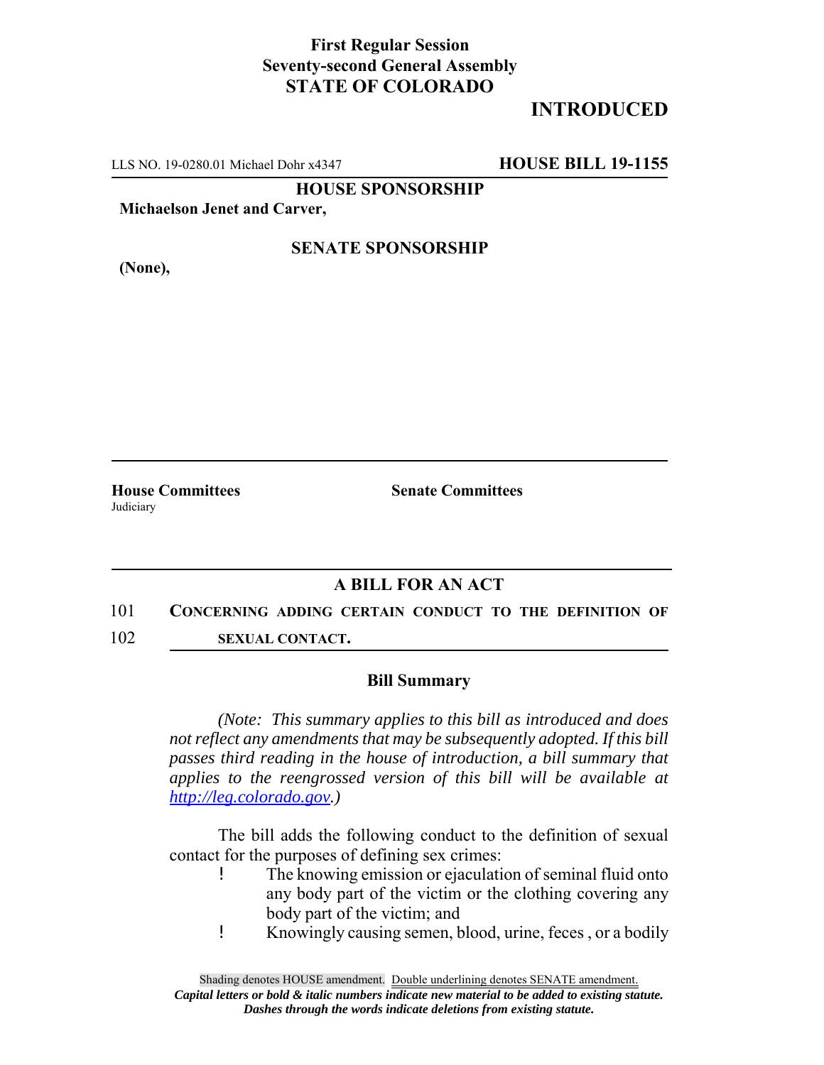**First Regular Session**
**Seventy-second General Assembly**
**STATE OF COLORADO**

**INTRODUCED**

LLS NO. 19-0280.01 Michael Dohr x4347 **HOUSE BILL 19-1155**

**HOUSE SPONSORSHIP**

**Michaelson Jenet and Carver,**

**SENATE SPONSORSHIP**

**(None),**

**House Committees**
Judiciary

**Senate Committees**

## A BILL FOR AN ACT

101 **CONCERNING ADDING CERTAIN CONDUCT TO THE DEFINITION OF**
102 **SEXUAL CONTACT.**

### Bill Summary

*(Note: This summary applies to this bill as introduced and does not reflect any amendments that may be subsequently adopted. If this bill passes third reading in the house of introduction, a bill summary that applies to the reengrossed version of this bill will be available at http://leg.colorado.gov.)*

The bill adds the following conduct to the definition of sexual contact for the purposes of defining sex crimes:

- The knowing emission or ejaculation of seminal fluid onto any body part of the victim or the clothing covering any body part of the victim; and
- Knowingly causing semen, blood, urine, feces , or a bodily

Shading denotes HOUSE amendment. Double underlining denotes SENATE amendment.
*Capital letters or bold & italic numbers indicate new material to be added to existing statute.*
*Dashes through the words indicate deletions from existing statute.*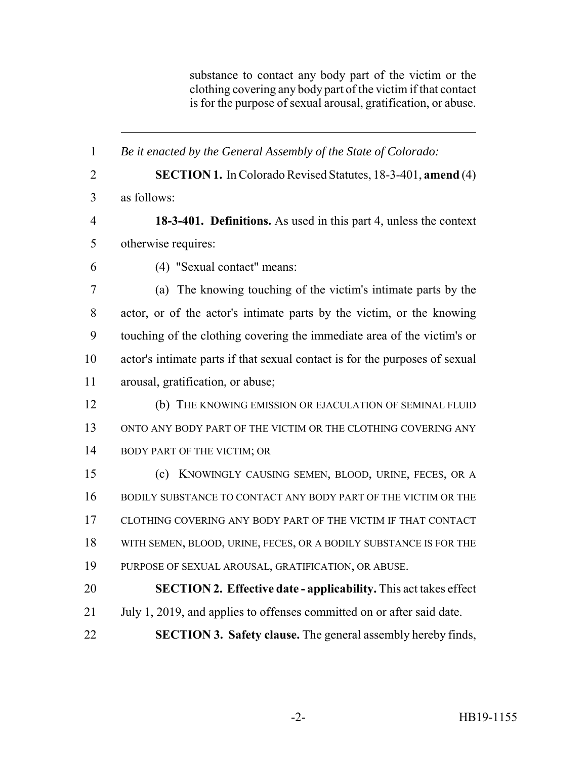substance to contact any body part of the victim or the clothing covering any body part of the victim if that contact is for the purpose of sexual arousal, gratification, or abuse.

---

1 *Be it enacted by the General Assembly of the State of Colorado:*

2 **SECTION 1.** In Colorado Revised Statutes, 18-3-401, **amend** (4)
3 as follows:

4 **18-3-401. Definitions.** As used in this part 4, unless the context
5 otherwise requires:

6 (4) "Sexual contact" means:

7 (a) The knowing touching of the victim's intimate parts by the
8 actor, or of the actor's intimate parts by the victim, or the knowing
9 touching of the clothing covering the immediate area of the victim's or
10 actor's intimate parts if that sexual contact is for the purposes of sexual
11 arousal, gratification, or abuse;

12 (b) THE KNOWING EMISSION OR EJACULATION OF SEMINAL FLUID
13 ONTO ANY BODY PART OF THE VICTIM OR THE CLOTHING COVERING ANY
14 BODY PART OF THE VICTIM; OR

15 (c) KNOWINGLY CAUSING SEMEN, BLOOD, URINE, FECES, OR A
16 BODILY SUBSTANCE TO CONTACT ANY BODY PART OF THE VICTIM OR THE
17 CLOTHING COVERING ANY BODY PART OF THE VICTIM IF THAT CONTACT
18 WITH SEMEN, BLOOD, URINE, FECES, OR A BODILY SUBSTANCE IS FOR THE
19 PURPOSE OF SEXUAL AROUSAL, GRATIFICATION, OR ABUSE.

20 **SECTION 2. Effective date - applicability.** This act takes effect
21 July 1, 2019, and applies to offenses committed on or after said date.

22 **SECTION 3. Safety clause.** The general assembly hereby finds,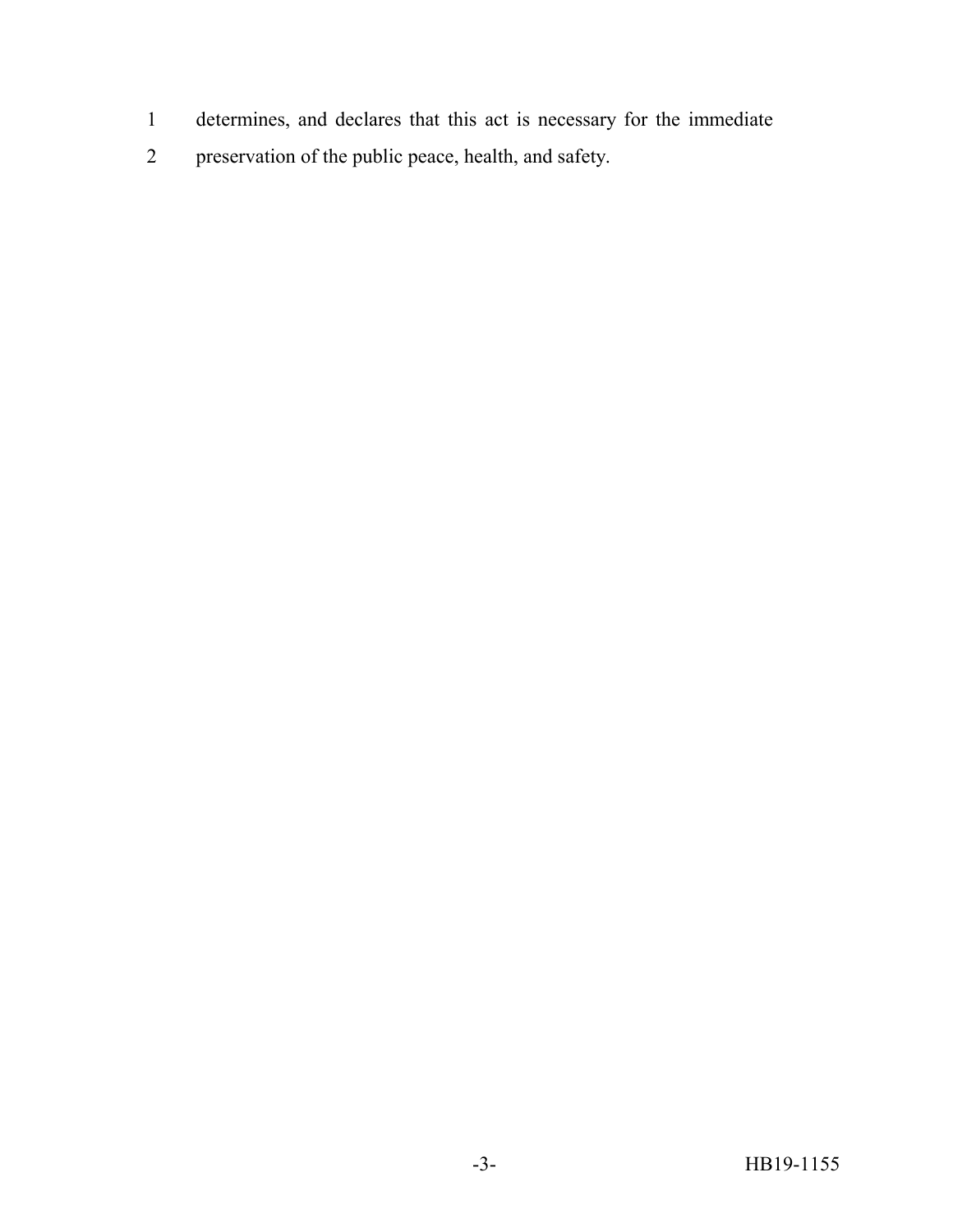determines, and declares that this act is necessary for the immediate preservation of the public peace, health, and safety.